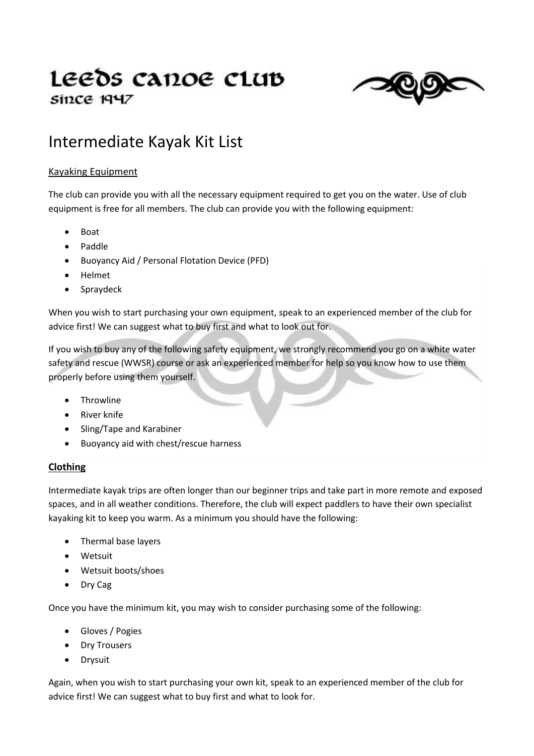# Leeds Canoe Club

since 1947

# Intermediate Kayak Kit List

## Kayaking Equipment

The club can provide you with all the necessary equipment required to get you on the water. Use of club equipment is free for all members. The club can provide you with the following equipment:

- Boat
- Paddle
- Buoyancy Aid / Personal Flotation Device (PFD)
- Helmet
- Spraydeck

When you wish to start purchasing your own equipment, speak to an experienced member of the club for advice first! We can suggest what to buy first and what to look out for.

If you wish to buy any of the following safety equipment, we strongly recommend you go on a white water safety and rescue (WWSR) course or ask an experienced member for help so you know how to use them properly before using them yourself.

- Throwline
- River knife
- Sling/Tape and Karabiner
- Buoyancy aid with chest/rescue harness

## Clothing

Intermediate kayak trips are often longer than our beginner trips and take part in more remote and exposed spaces, and in all weather conditions. Therefore, the club will expect paddlers to have their own specialist kayaking kit to keep you warm. As a minimum you should have the following:

- Thermal base layers
- Wetsuit
- Wetsuit boots/shoes
- Dry Cag

Once you have the minimum kit, you may wish to consider purchasing some of the following:

- Gloves / Pogies
- Dry Trousers
- Drysuit

Again, when you wish to start purchasing your own kit, speak to an experienced member of the club for advice first! We can suggest what to buy first and what to look for.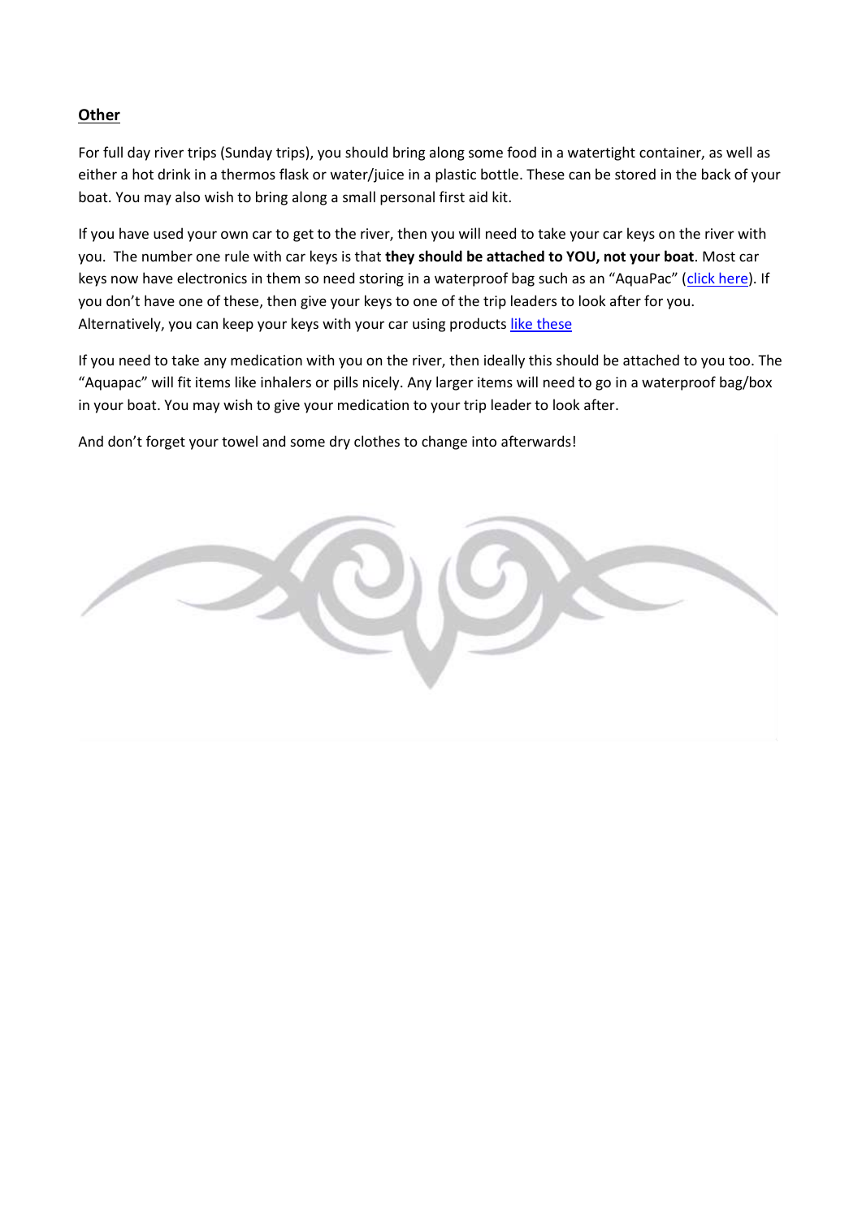## **Other**

For full day river trips (Sunday trips), you should bring along some food in a watertight container, as well as either a hot drink in a thermos flask or water/juice in a plastic bottle. These can be stored in the back of your boat. You may also wish to bring along a small personal first aid kit.

If you have used your own car to get to the river, then you will need to take your car keys on the river with you. The number one rule with car keys is that **they should be attached to YOU, not your boat**. Most car keys now have electronics in them so need storing in a waterproof bag such as an "AquaPac" (click here). If you don't have one of these, then give your keys to one of the trip leaders to look after for you. Alternatively, you can keep your keys with your car using products like these

If you need to take any medication with you on the river, then ideally this should be attached to you too. The "Aquapac" will fit items like inhalers or pills nicely. Any larger items will need to go in a waterproof bag/box in your boat. You may wish to give your medication to your trip leader to look after.

And don't forget your towel and some dry clothes to change into afterwards!